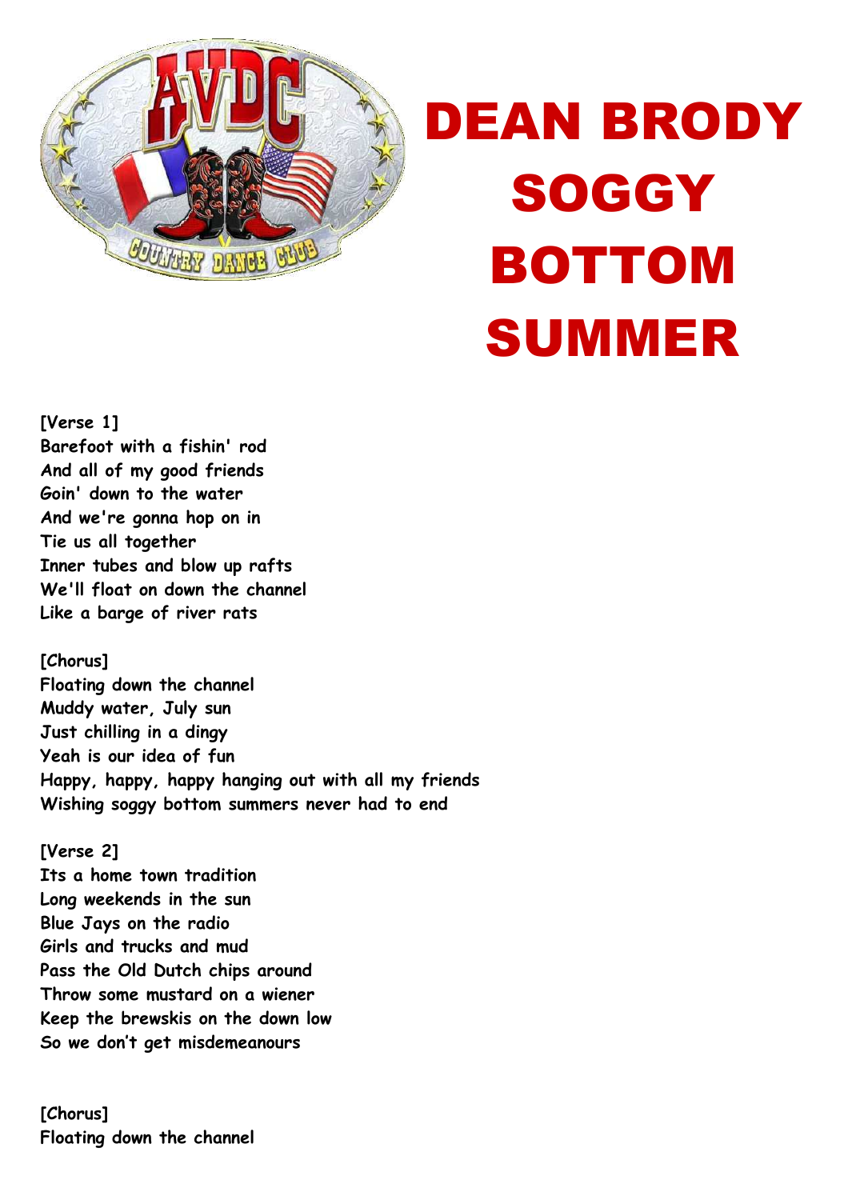# DEAN BRODY SOGGY BOTTOM SUMMER

[Verse 1]
Barefoot with a fishin' rod
And all of my good friends
Goin' down to the water
And we're gonna hop on in
Tie us all together
Inner tubes and blow up rafts
We'll float on down the channel
Like a barge of river rats

[Chorus]
Floating down the channel
Muddy water, July sun
Just chilling in a dingy
Yeah is our idea of fun
Happy, happy, happy hanging out with all my friends
Wishing soggy bottom summers never had to end

[Verse 2]
Its a home town tradition
Long weekends in the sun
Blue Jays on the radio
Girls and trucks and mud
Pass the Old Dutch chips around
Throw some mustard on a wiener
Keep the brewskis on the down low
So we don't get misdemeanours

[Chorus]
Floating down the channel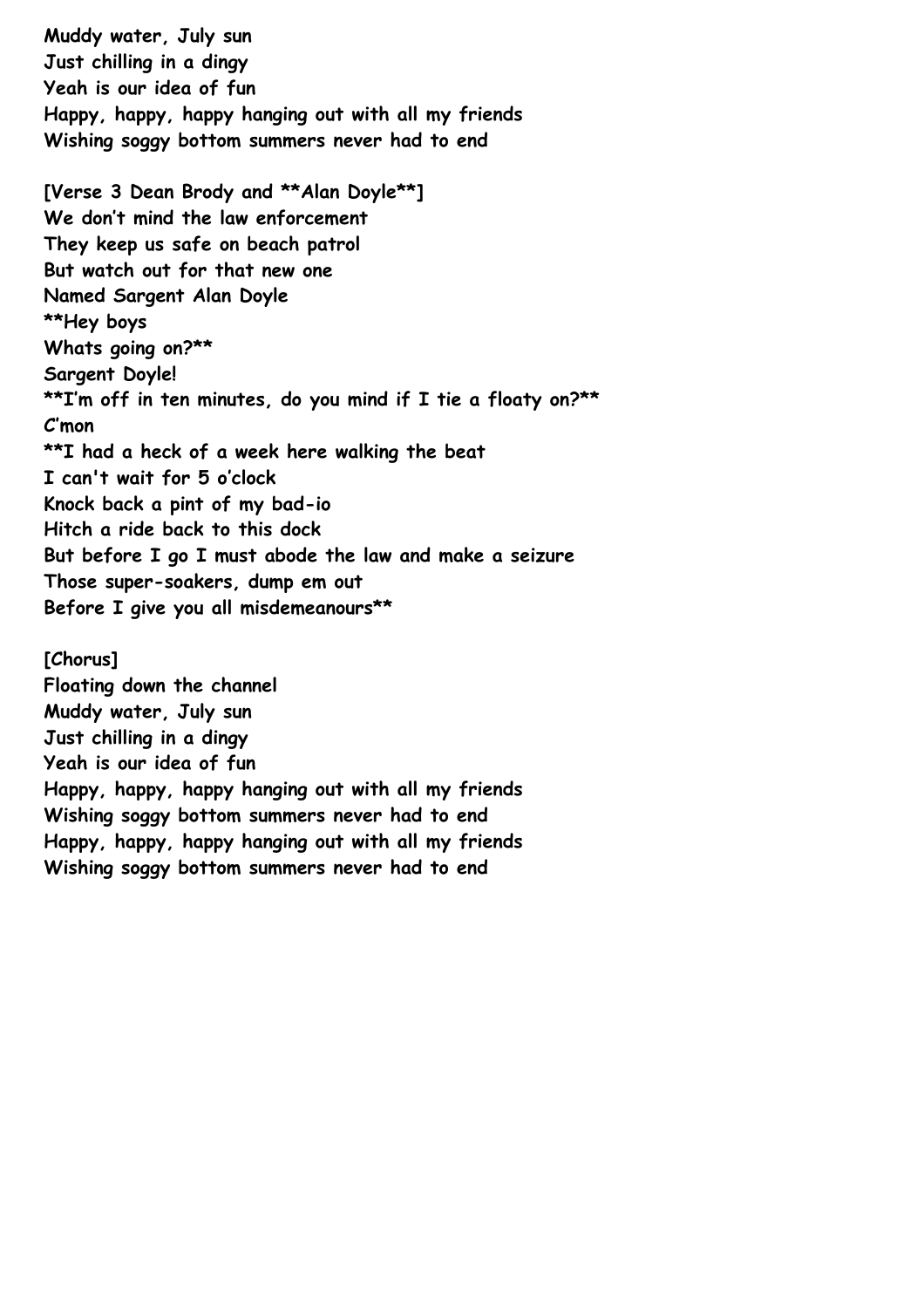Muddy water, July sun
Just chilling in a dingy
Yeah is our idea of fun
Happy, happy, happy hanging out with all my friends
Wishing soggy bottom summers never had to end

[Verse 3 Dean Brody and **Alan Doyle**]
We don't mind the law enforcement
They keep us safe on beach patrol
But watch out for that new one
Named Sargent Alan Doyle
**Hey boys
Whats going on?**
Sargent Doyle!
**I'm off in ten minutes, do you mind if I tie a floaty on?**
C'mon
**I had a heck of a week here walking the beat
I can't wait for 5 o'clock
Knock back a pint of my bad-io
Hitch a ride back to this dock
But before I go I must abode the law and make a seizure
Those super-soakers, dump em out
Before I give you all misdemeanours**

[Chorus]
Floating down the channel
Muddy water, July sun
Just chilling in a dingy
Yeah is our idea of fun
Happy, happy, happy hanging out with all my friends
Wishing soggy bottom summers never had to end
Happy, happy, happy hanging out with all my friends
Wishing soggy bottom summers never had to end